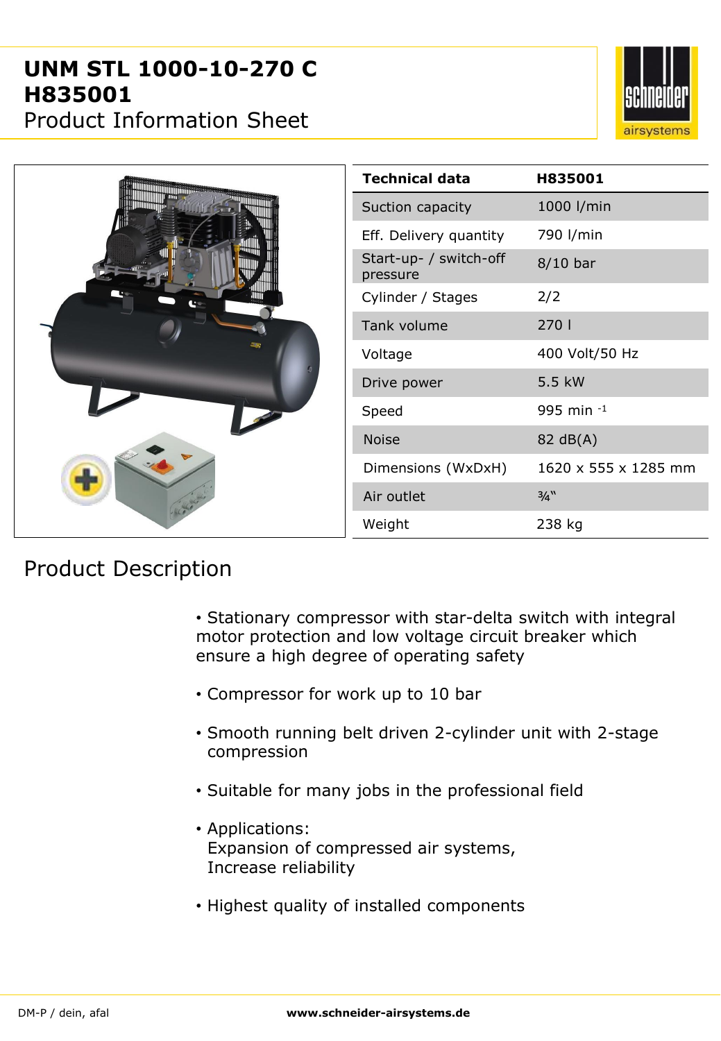# UNM STL 1000-10-270 C
# H835001
## Product Information Sheet

| Technical data | H835001 |
|---|---|
| Suction capacity | 1000 l/min |
| Eff. Delivery quantity | 790 l/min |
| Start-up- / switch-off pressure | 8/10 bar |
| Cylinder / Stages | 2/2 |
| Tank volume | 270 l |
| Voltage | 400 Volt/50 Hz |
| Drive power | 5.5 kW |
| Speed | 995 min $^{-1}$ |
| Noise | 82 dB(A) |
| Dimensions (WxDxH) | 1620 x 555 x 1285 mm |
| Air outlet | ¾" |
| Weight | 238 kg |

## Product Description

- Stationary compressor with star-delta switch with integral motor protection and low voltage circuit breaker which ensure a high degree of operating safety
- Compressor for work up to 10 bar
- Smooth running belt driven 2-cylinder unit with 2-stage compression
- Suitable for many jobs in the professional field
- Applications:
  Expansion of compressed air systems,
  Increase reliability
- Highest quality of installed components

DM-P / dein, afal

**www.schneider-airsystems.de**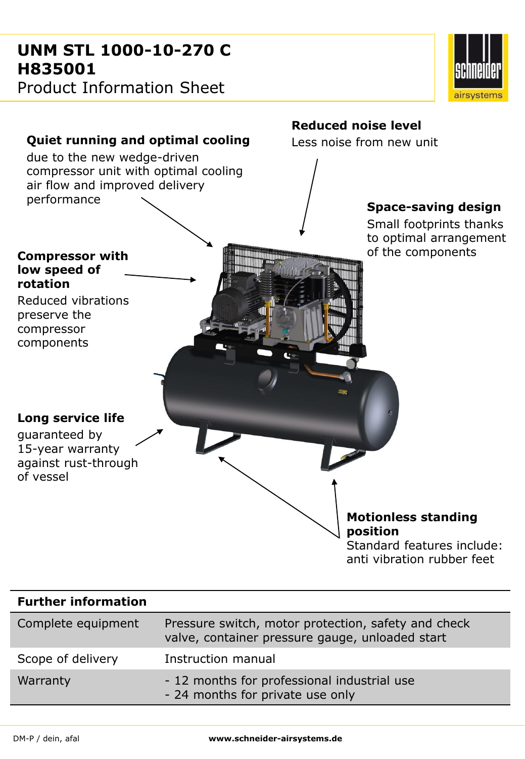# UNM STL 1000-10-270 C H835001

Product Information Sheet

**Quiet running and optimal cooling**
due to the new wedge-driven compressor unit with optimal cooling air flow and improved delivery performance

**Reduced noise level**
Less noise from new unit

**Space-saving design**
Small footprints thanks to optimal arrangement of the components

**Compressor with low speed of rotation**
Reduced vibrations preserve the compressor components

**Long service life**
guaranteed by 15-year warranty against rust-through of vessel

**Motionless standing position**
Standard features include: anti vibration rubber feet

| **Further information** | |
| --- | --- |
| Complete equipment | Pressure switch, motor protection, safety and check valve, container pressure gauge, unloaded start |
| Scope of delivery | Instruction manual |
| Warranty | - 12 months for professional industrial use<br>- 24 months for private use only |

DM-P / dein, afal

**www.schneider-airsystems.de**